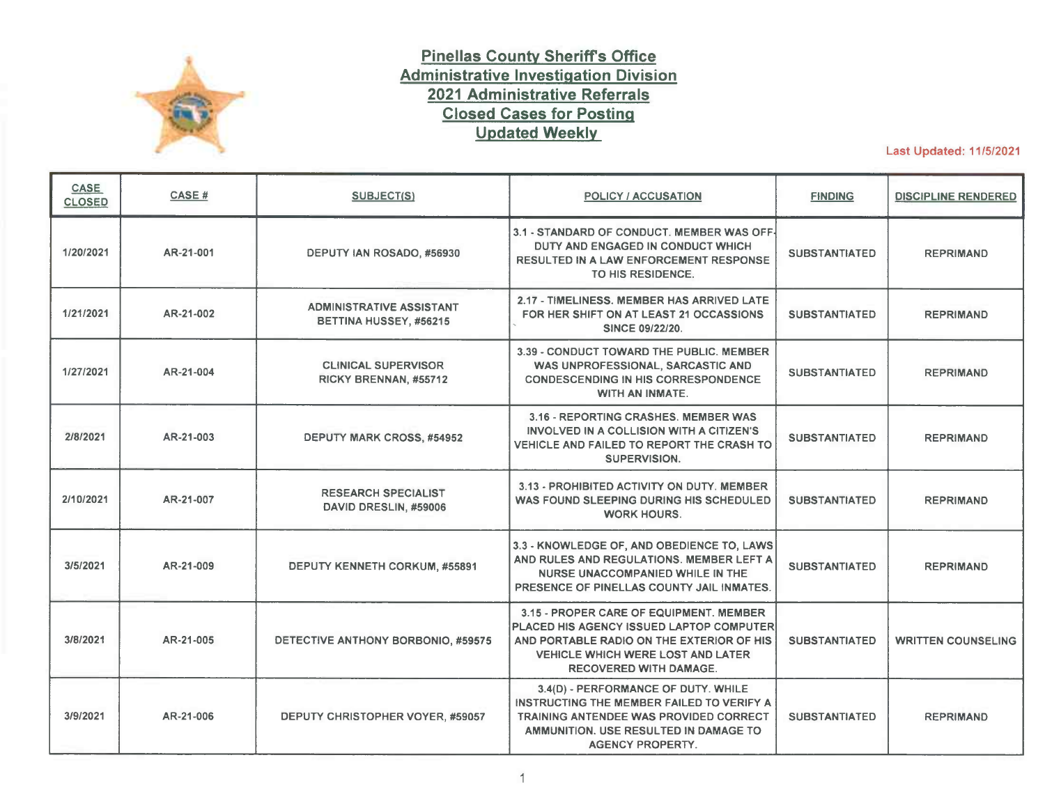# Pinellas County Sheriff's Office
## Administrative Investigation Division
## 2021 Administrative Referrals
## Closed Cases for Posting
## Updated Weekly

Last Updated: 11/5/2021

| CASE CLOSED | CASE # | SUBJECT(S) | POLICY / ACCUSATION | FINDING | DISCIPLINE RENDERED |
|---|---|---|---|---|---|
| 1/20/2021 | AR-21-001 | DEPUTY IAN ROSADO, #56930 | 3.1 - STANDARD OF CONDUCT. MEMBER WAS OFF-DUTY AND ENGAGED IN CONDUCT WHICH RESULTED IN A LAW ENFORCEMENT RESPONSE TO HIS RESIDENCE. | SUBSTANTIATED | REPRIMAND |
| 1/21/2021 | AR-21-002 | ADMINISTRATIVE ASSISTANT BETTINA HUSSEY, #56215 | 2.17 - TIMELINESS. MEMBER HAS ARRIVED LATE FOR HER SHIFT ON AT LEAST 21 OCCASSIONS SINCE 09/22/20. | SUBSTANTIATED | REPRIMAND |
| 1/27/2021 | AR-21-004 | CLINICAL SUPERVISOR RICKY BRENNAN, #55712 | 3.39 - CONDUCT TOWARD THE PUBLIC. MEMBER WAS UNPROFESSIONAL, SARCASTIC AND CONDESCENDING IN HIS CORRESPONDENCE WITH AN INMATE. | SUBSTANTIATED | REPRIMAND |
| 2/8/2021 | AR-21-003 | DEPUTY MARK CROSS, #54952 | 3.16 - REPORTING CRASHES. MEMBER WAS INVOLVED IN A COLLISION WITH A CITIZEN'S VEHICLE AND FAILED TO REPORT THE CRASH TO SUPERVISION. | SUBSTANTIATED | REPRIMAND |
| 2/10/2021 | AR-21-007 | RESEARCH SPECIALIST DAVID DRESLIN, #59006 | 3.13 - PROHIBITED ACTIVITY ON DUTY. MEMBER WAS FOUND SLEEPING DURING HIS SCHEDULED WORK HOURS. | SUBSTANTIATED | REPRIMAND |
| 3/5/2021 | AR-21-009 | DEPUTY KENNETH CORKUM, #55891 | 3.3 - KNOWLEDGE OF, AND OBEDIENCE TO, LAWS AND RULES AND REGULATIONS. MEMBER LEFT A NURSE UNACCOMPANIED WHILE IN THE PRESENCE OF PINELLAS COUNTY JAIL INMATES. | SUBSTANTIATED | REPRIMAND |
| 3/8/2021 | AR-21-005 | DETECTIVE ANTHONY BORBONIO, #59575 | 3.15 - PROPER CARE OF EQUIPMENT. MEMBER PLACED HIS AGENCY ISSUED LAPTOP COMPUTER AND PORTABLE RADIO ON THE EXTERIOR OF HIS VEHICLE WHICH WERE LOST AND LATER RECOVERED WITH DAMAGE. | SUBSTANTIATED | WRITTEN COUNSELING |
| 3/9/2021 | AR-21-006 | DEPUTY CHRISTOPHER VOYER, #59057 | 3.4(D) - PERFORMANCE OF DUTY. WHILE INSTRUCTING THE MEMBER FAILED TO VERIFY A TRAINING ANTENDEE WAS PROVIDED CORRECT AMMUNITION. USE RESULTED IN DAMAGE TO AGENCY PROPERTY. | SUBSTANTIATED | REPRIMAND |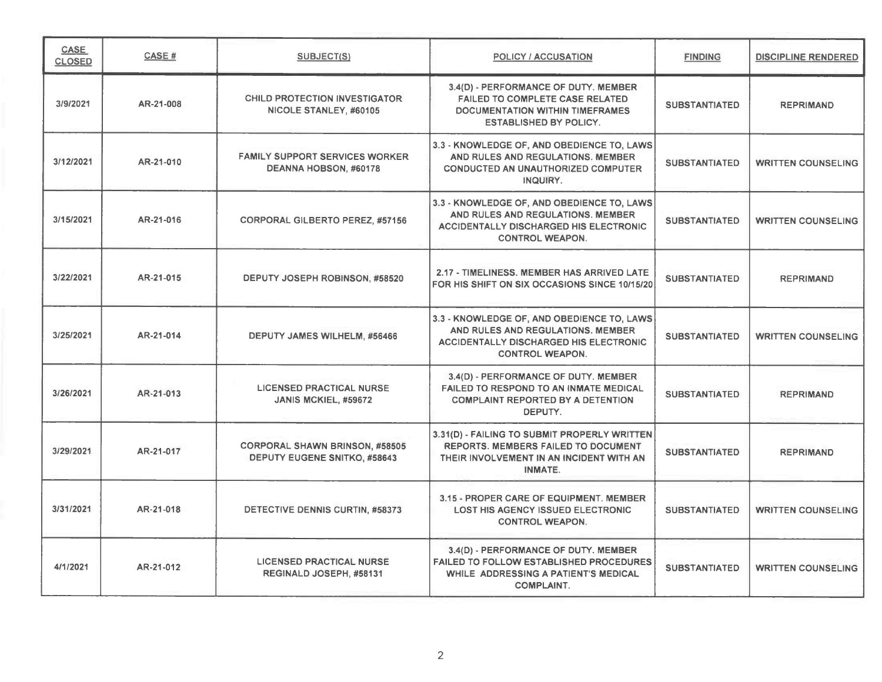| CASE CLOSED | CASE # | SUBJECT(S) | POLICY / ACCUSATION | FINDING | DISCIPLINE RENDERED |
|---|---|---|---|---|---|
| 3/9/2021 | AR-21-008 | CHILD PROTECTION INVESTIGATOR NICOLE STANLEY, #60105 | 3.4(D) - PERFORMANCE OF DUTY. MEMBER FAILED TO COMPLETE CASE RELATED DOCUMENTATION WITHIN TIMEFRAMES ESTABLISHED BY POLICY. | SUBSTANTIATED | REPRIMAND |
| 3/12/2021 | AR-21-010 | FAMILY SUPPORT SERVICES WORKER DEANNA HOBSON, #60178 | 3.3 - KNOWLEDGE OF, AND OBEDIENCE TO, LAWS AND RULES AND REGULATIONS. MEMBER CONDUCTED AN UNAUTHORIZED COMPUTER INQUIRY. | SUBSTANTIATED | WRITTEN COUNSELING |
| 3/15/2021 | AR-21-016 | CORPORAL GILBERTO PEREZ, #57156 | 3.3 - KNOWLEDGE OF, AND OBEDIENCE TO, LAWS AND RULES AND REGULATIONS. MEMBER ACCIDENTALLY DISCHARGED HIS ELECTRONIC CONTROL WEAPON. | SUBSTANTIATED | WRITTEN COUNSELING |
| 3/22/2021 | AR-21-015 | DEPUTY JOSEPH ROBINSON, #58520 | 2.17 - TIMELINESS. MEMBER HAS ARRIVED LATE FOR HIS SHIFT ON SIX OCCASIONS SINCE 10/15/20 | SUBSTANTIATED | REPRIMAND |
| 3/25/2021 | AR-21-014 | DEPUTY JAMES WILHELM, #56466 | 3.3 - KNOWLEDGE OF, AND OBEDIENCE TO, LAWS AND RULES AND REGULATIONS. MEMBER ACCIDENTALLY DISCHARGED HIS ELECTRONIC CONTROL WEAPON. | SUBSTANTIATED | WRITTEN COUNSELING |
| 3/26/2021 | AR-21-013 | LICENSED PRACTICAL NURSE JANIS MCKIEL, #59672 | 3.4(D) - PERFORMANCE OF DUTY. MEMBER FAILED TO RESPOND TO AN INMATE MEDICAL COMPLAINT REPORTED BY A DETENTION DEPUTY. | SUBSTANTIATED | REPRIMAND |
| 3/29/2021 | AR-21-017 | CORPORAL SHAWN BRINSON, #58505<br>DEPUTY EUGENE SNITKO, #58643 | 3.31(D) - FAILING TO SUBMIT PROPERLY WRITTEN REPORTS. MEMBERS FAILED TO DOCUMENT THEIR INVOLVEMENT IN AN INCIDENT WITH AN INMATE. | SUBSTANTIATED | REPRIMAND |
| 3/31/2021 | AR-21-018 | DETECTIVE DENNIS CURTIN, #58373 | 3.15 - PROPER CARE OF EQUIPMENT. MEMBER LOST HIS AGENCY ISSUED ELECTRONIC CONTROL WEAPON. | SUBSTANTIATED | WRITTEN COUNSELING |
| 4/1/2021 | AR-21-012 | LICENSED PRACTICAL NURSE REGINALD JOSEPH, #58131 | 3.4(D) - PERFORMANCE OF DUTY. MEMBER FAILED TO FOLLOW ESTABLISHED PROCEDURES WHILE ADDRESSING A PATIENT'S MEDICAL COMPLAINT. | SUBSTANTIATED | WRITTEN COUNSELING |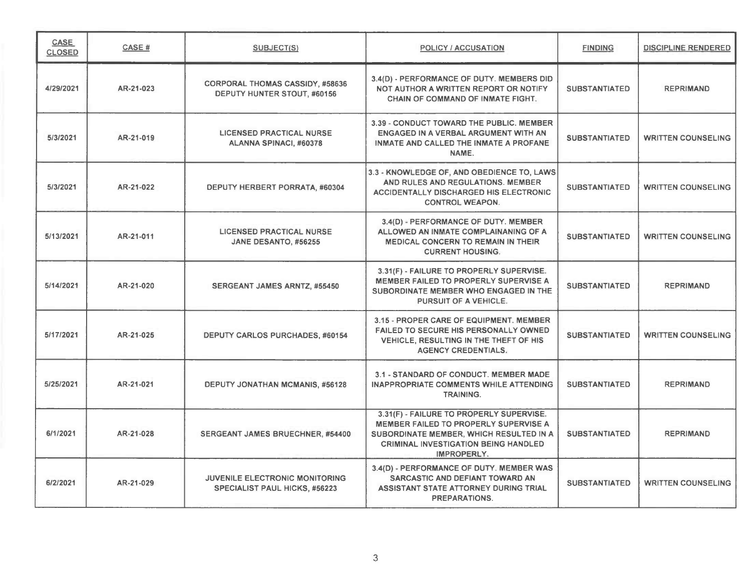| CASE CLOSED | CASE # | SUBJECT(S) | POLICY / ACCUSATION | FINDING | DISCIPLINE RENDERED |
|---|---|---|---|---|---|
| 4/29/2021 | AR-21-023 | CORPORAL THOMAS CASSIDY, #58636 DEPUTY HUNTER STOUT, #60156 | 3.4(D) - PERFORMANCE OF DUTY. MEMBERS DID NOT AUTHOR A WRITTEN REPORT OR NOTIFY CHAIN OF COMMAND OF INMATE FIGHT. | SUBSTANTIATED | REPRIMAND |
| 5/3/2021 | AR-21-019 | LICENSED PRACTICAL NURSE ALANNA SPINACI, #60378 | 3.39 - CONDUCT TOWARD THE PUBLIC. MEMBER ENGAGED IN A VERBAL ARGUMENT WITH AN INMATE AND CALLED THE INMATE A PROFANE NAME. | SUBSTANTIATED | WRITTEN COUNSELING |
| 5/3/2021 | AR-21-022 | DEPUTY HERBERT PORRATA, #60304 | 3.3 - KNOWLEDGE OF, AND OBEDIENCE TO, LAWS AND RULES AND REGULATIONS. MEMBER ACCIDENTALLY DISCHARGED HIS ELECTRONIC CONTROL WEAPON. | SUBSTANTIATED | WRITTEN COUNSELING |
| 5/13/2021 | AR-21-011 | LICENSED PRACTICAL NURSE JANE DESANTO, #56255 | 3.4(D) - PERFORMANCE OF DUTY. MEMBER ALLOWED AN INMATE COMPLAINANING OF A MEDICAL CONCERN TO REMAIN IN THEIR CURRENT HOUSING. | SUBSTANTIATED | WRITTEN COUNSELING |
| 5/14/2021 | AR-21-020 | SERGEANT JAMES ARNTZ, #55450 | 3.31(F) - FAILURE TO PROPERLY SUPERVISE. MEMBER FAILED TO PROPERLY SUPERVISE A SUBORDINATE MEMBER WHO ENGAGED IN THE PURSUIT OF A VEHICLE. | SUBSTANTIATED | REPRIMAND |
| 5/17/2021 | AR-21-025 | DEPUTY CARLOS PURCHADES, #60154 | 3.15 - PROPER CARE OF EQUIPMENT. MEMBER FAILED TO SECURE HIS PERSONALLY OWNED VEHICLE, RESULTING IN THE THEFT OF HIS AGENCY CREDENTIALS. | SUBSTANTIATED | WRITTEN COUNSELING |
| 5/25/2021 | AR-21-021 | DEPUTY JONATHAN MCMANIS, #56128 | 3.1 - STANDARD OF CONDUCT. MEMBER MADE INAPPROPRIATE COMMENTS WHILE ATTENDING TRAINING. | SUBSTANTIATED | REPRIMAND |
| 6/1/2021 | AR-21-028 | SERGEANT JAMES BRUECHNER, #54400 | 3.31(F) - FAILURE TO PROPERLY SUPERVISE. MEMBER FAILED TO PROPERLY SUPERVISE A SUBORDINATE MEMBER, WHICH RESULTED IN A CRIMINAL INVESTIGATION BEING HANDLED IMPROPERLY. | SUBSTANTIATED | REPRIMAND |
| 6/2/2021 | AR-21-029 | JUVENILE ELECTRONIC MONITORING SPECIALIST PAUL HICKS, #56223 | 3.4(D) - PERFORMANCE OF DUTY. MEMBER WAS SARCASTIC AND DEFIANT TOWARD AN ASSISTANT STATE ATTORNEY DURING TRIAL PREPARATIONS. | SUBSTANTIATED | WRITTEN COUNSELING |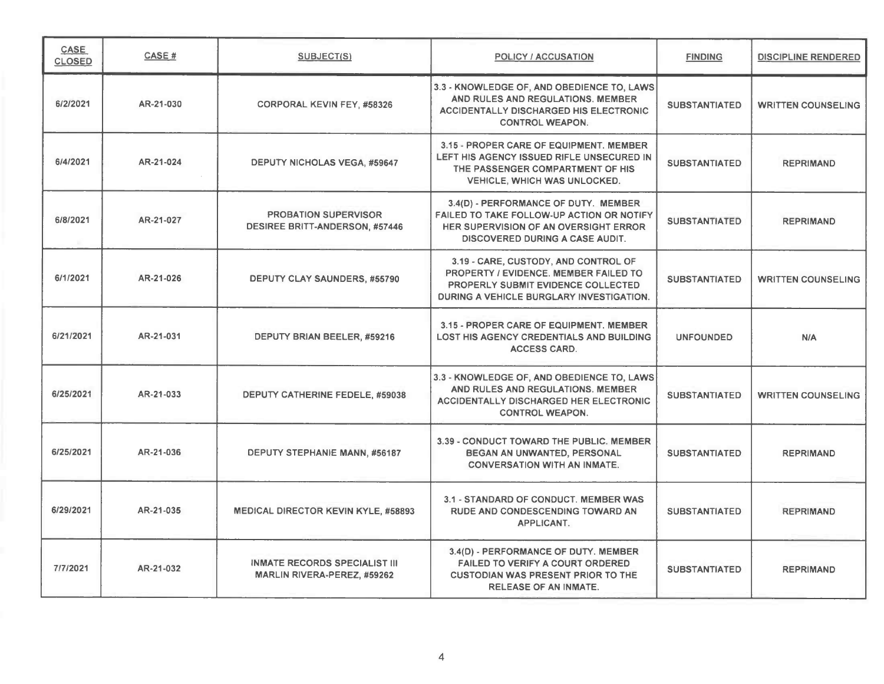| CASE CLOSED | CASE # | SUBJECT(S) | POLICY / ACCUSATION | FINDING | DISCIPLINE RENDERED |
|---|---|---|---|---|---|
| 6/2/2021 | AR-21-030 | CORPORAL KEVIN FEY, #58326 | 3.3 - KNOWLEDGE OF, AND OBEDIENCE TO, LAWS AND RULES AND REGULATIONS. MEMBER ACCIDENTALLY DISCHARGED HIS ELECTRONIC CONTROL WEAPON. | SUBSTANTIATED | WRITTEN COUNSELING |
| 6/4/2021 | AR-21-024 | DEPUTY NICHOLAS VEGA, #59647 | 3.15 - PROPER CARE OF EQUIPMENT. MEMBER LEFT HIS AGENCY ISSUED RIFLE UNSECURED IN THE PASSENGER COMPARTMENT OF HIS VEHICLE, WHICH WAS UNLOCKED. | SUBSTANTIATED | REPRIMAND |
| 6/8/2021 | AR-21-027 | PROBATION SUPERVISOR DESIREE BRITT-ANDERSON, #57446 | 3.4(D) - PERFORMANCE OF DUTY. MEMBER FAILED TO TAKE FOLLOW-UP ACTION OR NOTIFY HER SUPERVISION OF AN OVERSIGHT ERROR DISCOVERED DURING A CASE AUDIT. | SUBSTANTIATED | REPRIMAND |
| 6/1/2021 | AR-21-026 | DEPUTY CLAY SAUNDERS, #55790 | 3.19 - CARE, CUSTODY, AND CONTROL OF PROPERTY / EVIDENCE. MEMBER FAILED TO PROPERLY SUBMIT EVIDENCE COLLECTED DURING A VEHICLE BURGLARY INVESTIGATION. | SUBSTANTIATED | WRITTEN COUNSELING |
| 6/21/2021 | AR-21-031 | DEPUTY BRIAN BEELER, #59216 | 3.15 - PROPER CARE OF EQUIPMENT. MEMBER LOST HIS AGENCY CREDENTIALS AND BUILDING ACCESS CARD. | UNFOUNDED | N/A |
| 6/25/2021 | AR-21-033 | DEPUTY CATHERINE FEDELE, #59038 | 3.3 - KNOWLEDGE OF, AND OBEDIENCE TO, LAWS AND RULES AND REGULATIONS. MEMBER ACCIDENTALLY DISCHARGED HER ELECTRONIC CONTROL WEAPON. | SUBSTANTIATED | WRITTEN COUNSELING |
| 6/25/2021 | AR-21-036 | DEPUTY STEPHANIE MANN, #56187 | 3.39 - CONDUCT TOWARD THE PUBLIC. MEMBER BEGAN AN UNWANTED, PERSONAL CONVERSATION WITH AN INMATE. | SUBSTANTIATED | REPRIMAND |
| 6/29/2021 | AR-21-035 | MEDICAL DIRECTOR KEVIN KYLE, #58893 | 3.1 - STANDARD OF CONDUCT. MEMBER WAS RUDE AND CONDESCENDING TOWARD AN APPLICANT. | SUBSTANTIATED | REPRIMAND |
| 7/7/2021 | AR-21-032 | INMATE RECORDS SPECIALIST III MARLIN RIVERA-PEREZ, #59262 | 3.4(D) - PERFORMANCE OF DUTY. MEMBER FAILED TO VERIFY A COURT ORDERED CUSTODIAN WAS PRESENT PRIOR TO THE RELEASE OF AN INMATE. | SUBSTANTIATED | REPRIMAND |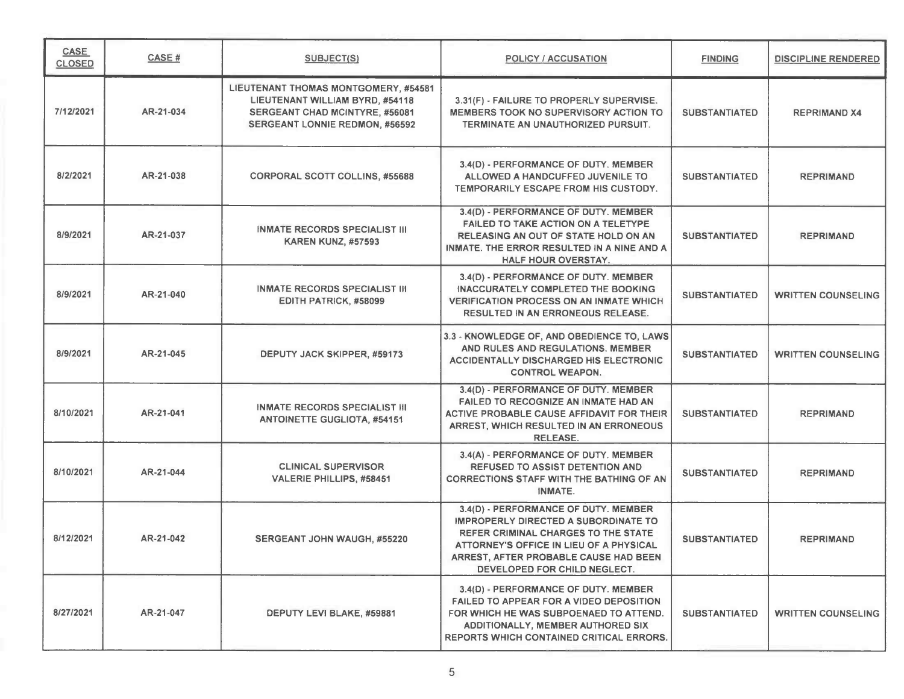| CASE CLOSED | CASE # | SUBJECT(S) | POLICY / ACCUSATION | FINDING | DISCIPLINE RENDERED |
|---|---|---|---|---|---|
| 7/12/2021 | AR-21-034 | LIEUTENANT THOMAS MONTGOMERY, #54581<br>LIEUTENANT WILLIAM BYRD, #54118<br>SERGEANT CHAD MCINTYRE, #56081<br>SERGEANT LONNIE REDMON, #56592 | 3.31(F) - FAILURE TO PROPERLY SUPERVISE. MEMBERS TOOK NO SUPERVISORY ACTION TO TERMINATE AN UNAUTHORIZED PURSUIT. | SUBSTANTIATED | REPRIMAND X4 |
| 8/2/2021 | AR-21-038 | CORPORAL SCOTT COLLINS, #55688 | 3.4(D) - PERFORMANCE OF DUTY. MEMBER ALLOWED A HANDCUFFED JUVENILE TO TEMPORARILY ESCAPE FROM HIS CUSTODY. | SUBSTANTIATED | REPRIMAND |
| 8/9/2021 | AR-21-037 | INMATE RECORDS SPECIALIST III<br>KAREN KUNZ, #57593 | 3.4(D) - PERFORMANCE OF DUTY. MEMBER FAILED TO TAKE ACTION ON A TELETYPE RELEASING AN OUT OF STATE HOLD ON AN INMATE. THE ERROR RESULTED IN A NINE AND A HALF HOUR OVERSTAY. | SUBSTANTIATED | REPRIMAND |
| 8/9/2021 | AR-21-040 | INMATE RECORDS SPECIALIST III<br>EDITH PATRICK, #58099 | 3.4(D) - PERFORMANCE OF DUTY. MEMBER INACCURATELY COMPLETED THE BOOKING VERIFICATION PROCESS ON AN INMATE WHICH RESULTED IN AN ERRONEOUS RELEASE. | SUBSTANTIATED | WRITTEN COUNSELING |
| 8/9/2021 | AR-21-045 | DEPUTY JACK SKIPPER, #59173 | 3.3 - KNOWLEDGE OF, AND OBEDIENCE TO, LAWS AND RULES AND REGULATIONS. MEMBER ACCIDENTALLY DISCHARGED HIS ELECTRONIC CONTROL WEAPON. | SUBSTANTIATED | WRITTEN COUNSELING |
| 8/10/2021 | AR-21-041 | INMATE RECORDS SPECIALIST III<br>ANTOINETTE GUGLIOTA, #54151 | 3.4(D) - PERFORMANCE OF DUTY. MEMBER FAILED TO RECOGNIZE AN INMATE HAD AN ACTIVE PROBABLE CAUSE AFFIDAVIT FOR THEIR ARREST, WHICH RESULTED IN AN ERRONEOUS RELEASE. | SUBSTANTIATED | REPRIMAND |
| 8/10/2021 | AR-21-044 | CLINICAL SUPERVISOR<br>VALERIE PHILLIPS, #58451 | 3.4(A) - PERFORMANCE OF DUTY. MEMBER REFUSED TO ASSIST DETENTION AND CORRECTIONS STAFF WITH THE BATHING OF AN INMATE. | SUBSTANTIATED | REPRIMAND |
| 8/12/2021 | AR-21-042 | SERGEANT JOHN WAUGH, #55220 | 3.4(D) - PERFORMANCE OF DUTY. MEMBER IMPROPERLY DIRECTED A SUBORDINATE TO REFER CRIMINAL CHARGES TO THE STATE ATTORNEY'S OFFICE IN LIEU OF A PHYSICAL ARREST, AFTER PROBABLE CAUSE HAD BEEN DEVELOPED FOR CHILD NEGLECT. | SUBSTANTIATED | REPRIMAND |
| 8/27/2021 | AR-21-047 | DEPUTY LEVI BLAKE, #59881 | 3.4(D) - PERFORMANCE OF DUTY. MEMBER FAILED TO APPEAR FOR A VIDEO DEPOSITION FOR WHICH HE WAS SUBPOENAED TO ATTEND. ADDITIONALLY, MEMBER AUTHORED SIX REPORTS WHICH CONTAINED CRITICAL ERRORS. | SUBSTANTIATED | WRITTEN COUNSELING |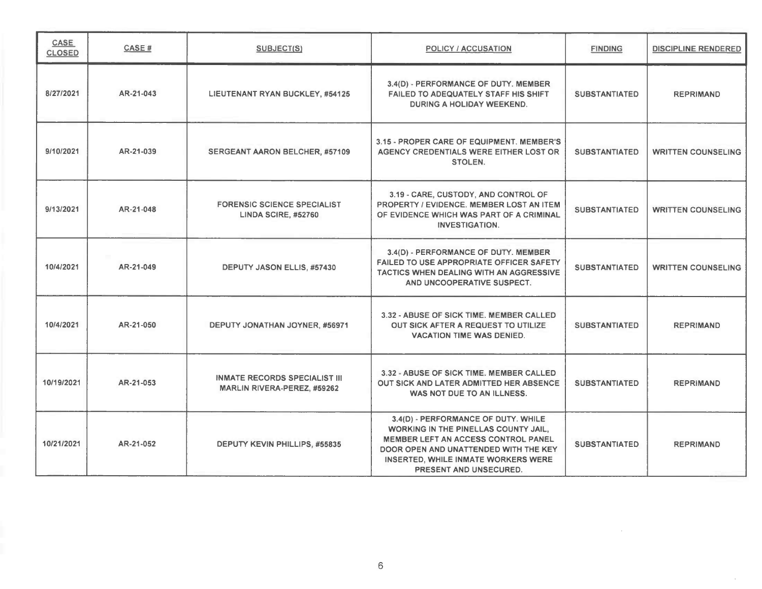| CASE CLOSED | CASE # | SUBJECT(S) | POLICY / ACCUSATION | FINDING | DISCIPLINE RENDERED |
|---|---|---|---|---|---|
| 8/27/2021 | AR-21-043 | LIEUTENANT RYAN BUCKLEY, #54125 | 3.4(D) - PERFORMANCE OF DUTY. MEMBER FAILED TO ADEQUATELY STAFF HIS SHIFT DURING A HOLIDAY WEEKEND. | SUBSTANTIATED | REPRIMAND |
| 9/10/2021 | AR-21-039 | SERGEANT AARON BELCHER, #57109 | 3.15 - PROPER CARE OF EQUIPMENT. MEMBER'S AGENCY CREDENTIALS WERE EITHER LOST OR STOLEN. | SUBSTANTIATED | WRITTEN COUNSELING |
| 9/13/2021 | AR-21-048 | FORENSIC SCIENCE SPECIALIST LINDA SCIRE, #52760 | 3.19 - CARE, CUSTODY, AND CONTROL OF PROPERTY / EVIDENCE. MEMBER LOST AN ITEM OF EVIDENCE WHICH WAS PART OF A CRIMINAL INVESTIGATION. | SUBSTANTIATED | WRITTEN COUNSELING |
| 10/4/2021 | AR-21-049 | DEPUTY JASON ELLIS, #57430 | 3.4(D) - PERFORMANCE OF DUTY. MEMBER FAILED TO USE APPROPRIATE OFFICER SAFETY TACTICS WHEN DEALING WITH AN AGGRESSIVE AND UNCOOPERATIVE SUSPECT. | SUBSTANTIATED | WRITTEN COUNSELING |
| 10/4/2021 | AR-21-050 | DEPUTY JONATHAN JOYNER, #56971 | 3.32 - ABUSE OF SICK TIME. MEMBER CALLED OUT SICK AFTER A REQUEST TO UTILIZE VACATION TIME WAS DENIED. | SUBSTANTIATED | REPRIMAND |
| 10/19/2021 | AR-21-053 | INMATE RECORDS SPECIALIST III MARLIN RIVERA-PEREZ, #59262 | 3.32 - ABUSE OF SICK TIME. MEMBER CALLED OUT SICK AND LATER ADMITTED HER ABSENCE WAS NOT DUE TO AN ILLNESS. | SUBSTANTIATED | REPRIMAND |
| 10/21/2021 | AR-21-052 | DEPUTY KEVIN PHILLIPS, #55835 | 3.4(D) - PERFORMANCE OF DUTY. WHILE WORKING IN THE PINELLAS COUNTY JAIL, MEMBER LEFT AN ACCESS CONTROL PANEL DOOR OPEN AND UNATTENDED WITH THE KEY INSERTED, WHILE INMATE WORKERS WERE PRESENT AND UNSECURED. | SUBSTANTIATED | REPRIMAND |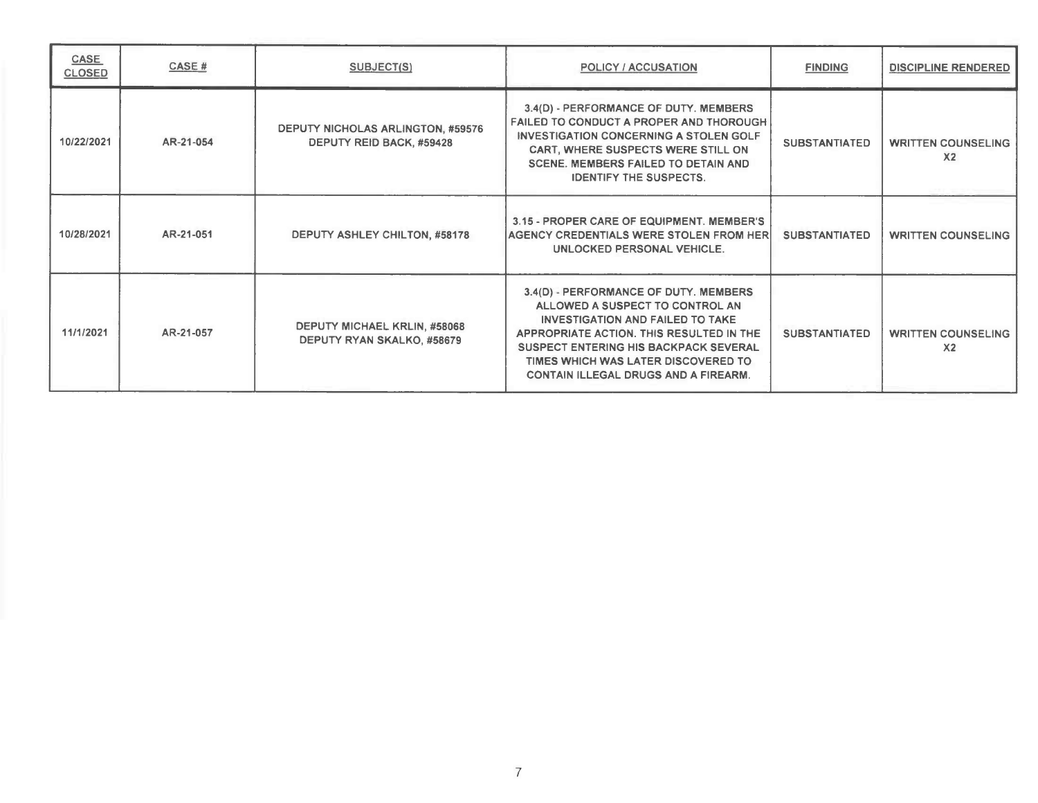| CASE CLOSED | CASE # | SUBJECT(S) | POLICY / ACCUSATION | FINDING | DISCIPLINE RENDERED |
| --- | --- | --- | --- | --- | --- |
| 10/22/2021 | AR-21-054 | DEPUTY NICHOLAS ARLINGTON, #59576<br>DEPUTY REID BACK, #59428 | 3.4(D) - PERFORMANCE OF DUTY. MEMBERS FAILED TO CONDUCT A PROPER AND THOROUGH INVESTIGATION CONCERNING A STOLEN GOLF CART, WHERE SUSPECTS WERE STILL ON SCENE. MEMBERS FAILED TO DETAIN AND IDENTIFY THE SUSPECTS. | SUBSTANTIATED | WRITTEN COUNSELING X2 |
| 10/28/2021 | AR-21-051 | DEPUTY ASHLEY CHILTON, #58178 | 3.15 - PROPER CARE OF EQUIPMENT. MEMBER'S AGENCY CREDENTIALS WERE STOLEN FROM HER UNLOCKED PERSONAL VEHICLE. | SUBSTANTIATED | WRITTEN COUNSELING |
| 11/1/2021 | AR-21-057 | DEPUTY MICHAEL KRLIN, #58068<br>DEPUTY RYAN SKALKO, #58679 | 3.4(D) - PERFORMANCE OF DUTY. MEMBERS ALLOWED A SUSPECT TO CONTROL AN INVESTIGATION AND FAILED TO TAKE APPROPRIATE ACTION. THIS RESULTED IN THE SUSPECT ENTERING HIS BACKPACK SEVERAL TIMES WHICH WAS LATER DISCOVERED TO CONTAIN ILLEGAL DRUGS AND A FIREARM. | SUBSTANTIATED | WRITTEN COUNSELING X2 |